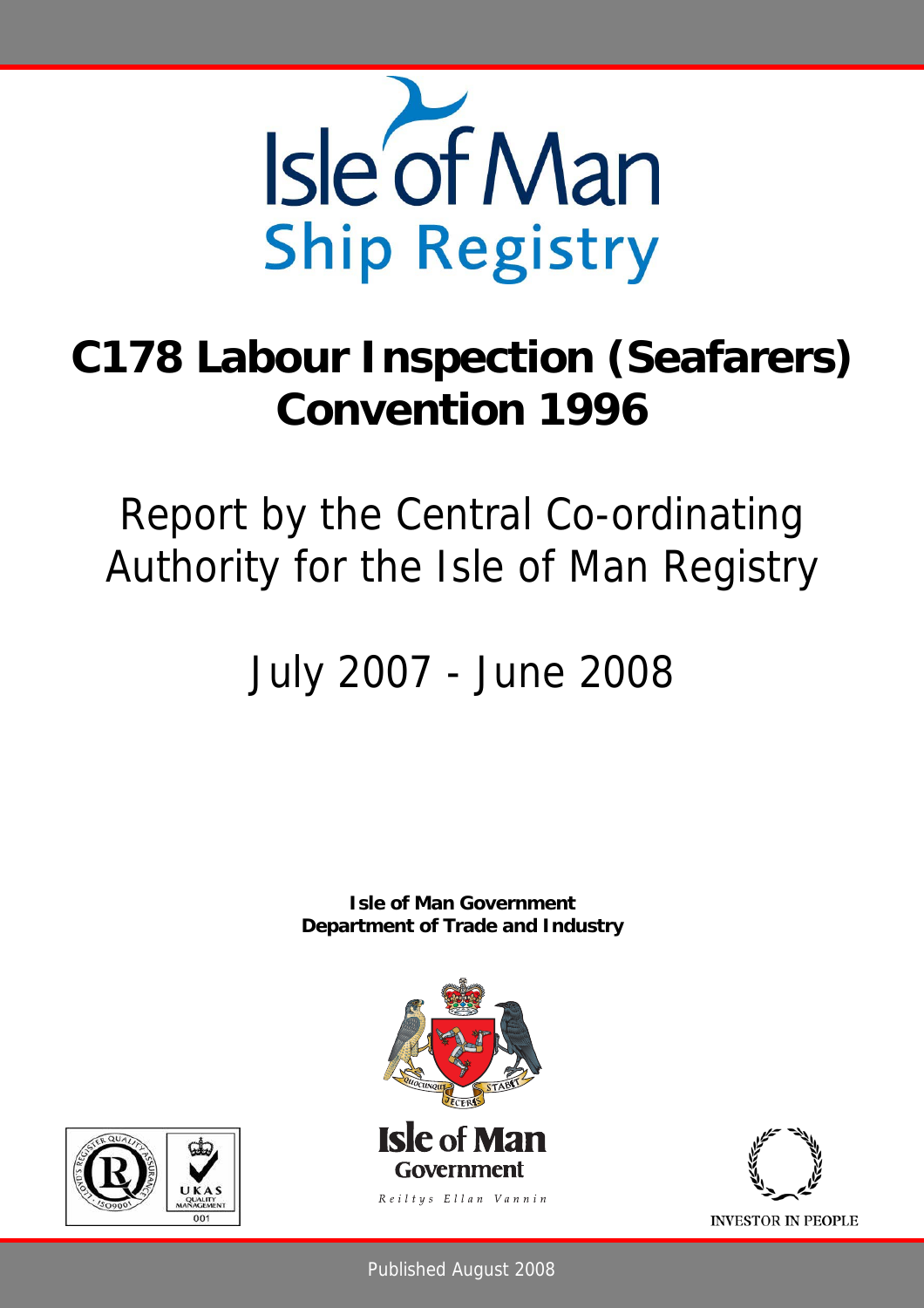Isle of Man
Ship Registry

# C178 Labour Inspection (Seafarers) Convention 1996

## Report by the Central Co-ordinating Authority for the Isle of Man Registry

## July 2007 - June 2008

**Isle of Man Government**
**Department of Trade and Industry**

Isle of Man
Government
Reiltys Ellan Vannin

INVESTOR IN PEOPLE

Published August 2008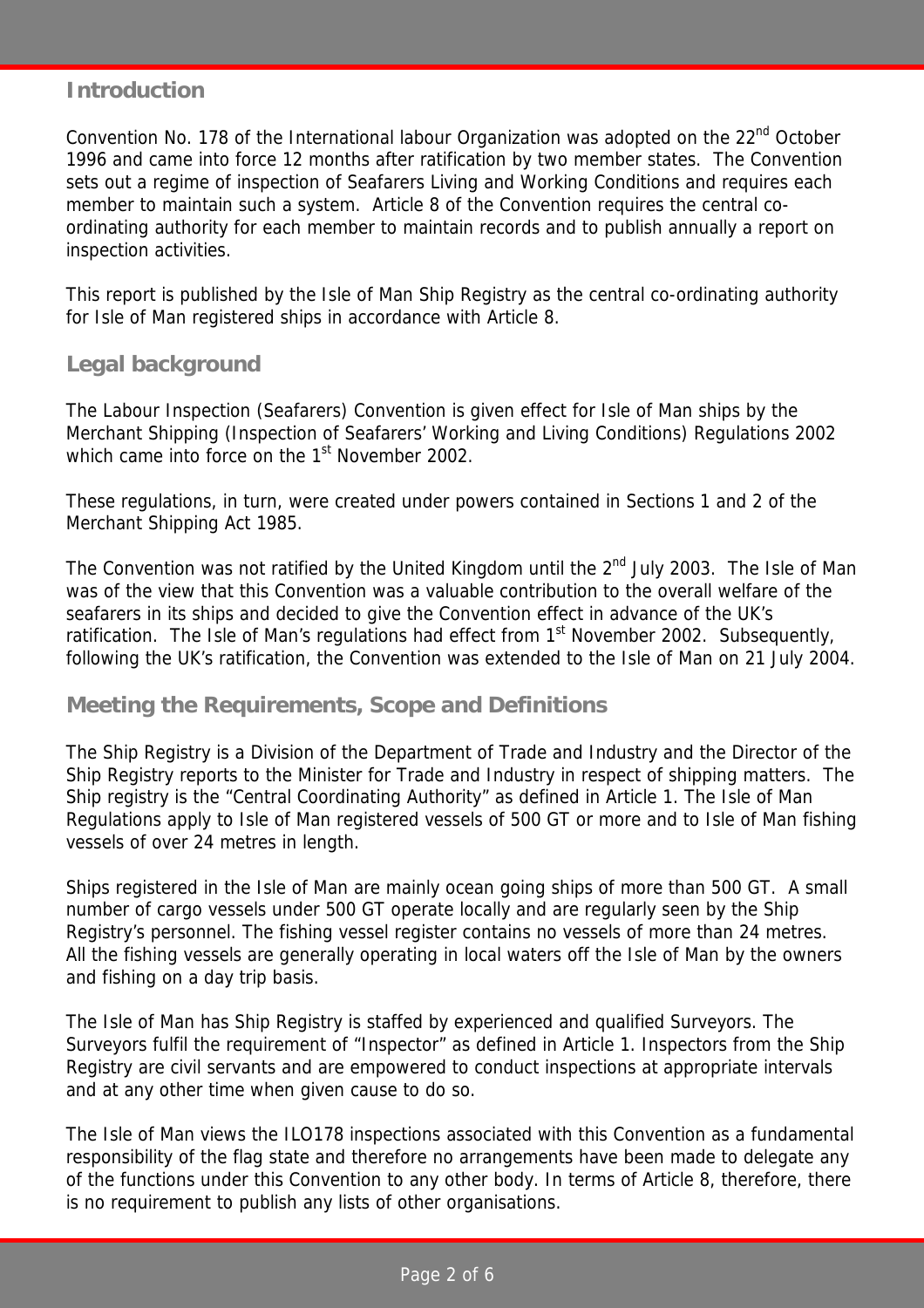## Introduction

Convention No. 178 of the International labour Organization was adopted on the 22nd October 1996 and came into force 12 months after ratification by two member states. The Convention sets out a regime of inspection of Seafarers Living and Working Conditions and requires each member to maintain such a system. Article 8 of the Convention requires the central co-ordinating authority for each member to maintain records and to publish annually a report on inspection activities.

This report is published by the Isle of Man Ship Registry as the central co-ordinating authority for Isle of Man registered ships in accordance with Article 8.

## Legal background

The Labour Inspection (Seafarers) Convention is given effect for Isle of Man ships by the Merchant Shipping (Inspection of Seafarers' Working and Living Conditions) Regulations 2002 which came into force on the 1st November 2002.

These regulations, in turn, were created under powers contained in Sections 1 and 2 of the Merchant Shipping Act 1985.

The Convention was not ratified by the United Kingdom until the 2nd July 2003. The Isle of Man was of the view that this Convention was a valuable contribution to the overall welfare of the seafarers in its ships and decided to give the Convention effect in advance of the UK's ratification. The Isle of Man's regulations had effect from 1st November 2002. Subsequently, following the UK's ratification, the Convention was extended to the Isle of Man on 21 July 2004.

## Meeting the Requirements, Scope and Definitions

The Ship Registry is a Division of the Department of Trade and Industry and the Director of the Ship Registry reports to the Minister for Trade and Industry in respect of shipping matters. The Ship registry is the "Central Coordinating Authority" as defined in Article 1. The Isle of Man Regulations apply to Isle of Man registered vessels of 500 GT or more and to Isle of Man fishing vessels of over 24 metres in length.

Ships registered in the Isle of Man are mainly ocean going ships of more than 500 GT. A small number of cargo vessels under 500 GT operate locally and are regularly seen by the Ship Registry's personnel. The fishing vessel register contains no vessels of more than 24 metres. All the fishing vessels are generally operating in local waters off the Isle of Man by the owners and fishing on a day trip basis.

The Isle of Man has Ship Registry is staffed by experienced and qualified Surveyors. The Surveyors fulfil the requirement of "Inspector" as defined in Article 1. Inspectors from the Ship Registry are civil servants and are empowered to conduct inspections at appropriate intervals and at any other time when given cause to do so.

The Isle of Man views the ILO178 inspections associated with this Convention as a fundamental responsibility of the flag state and therefore no arrangements have been made to delegate any of the functions under this Convention to any other body. In terms of Article 8, therefore, there is no requirement to publish any lists of other organisations.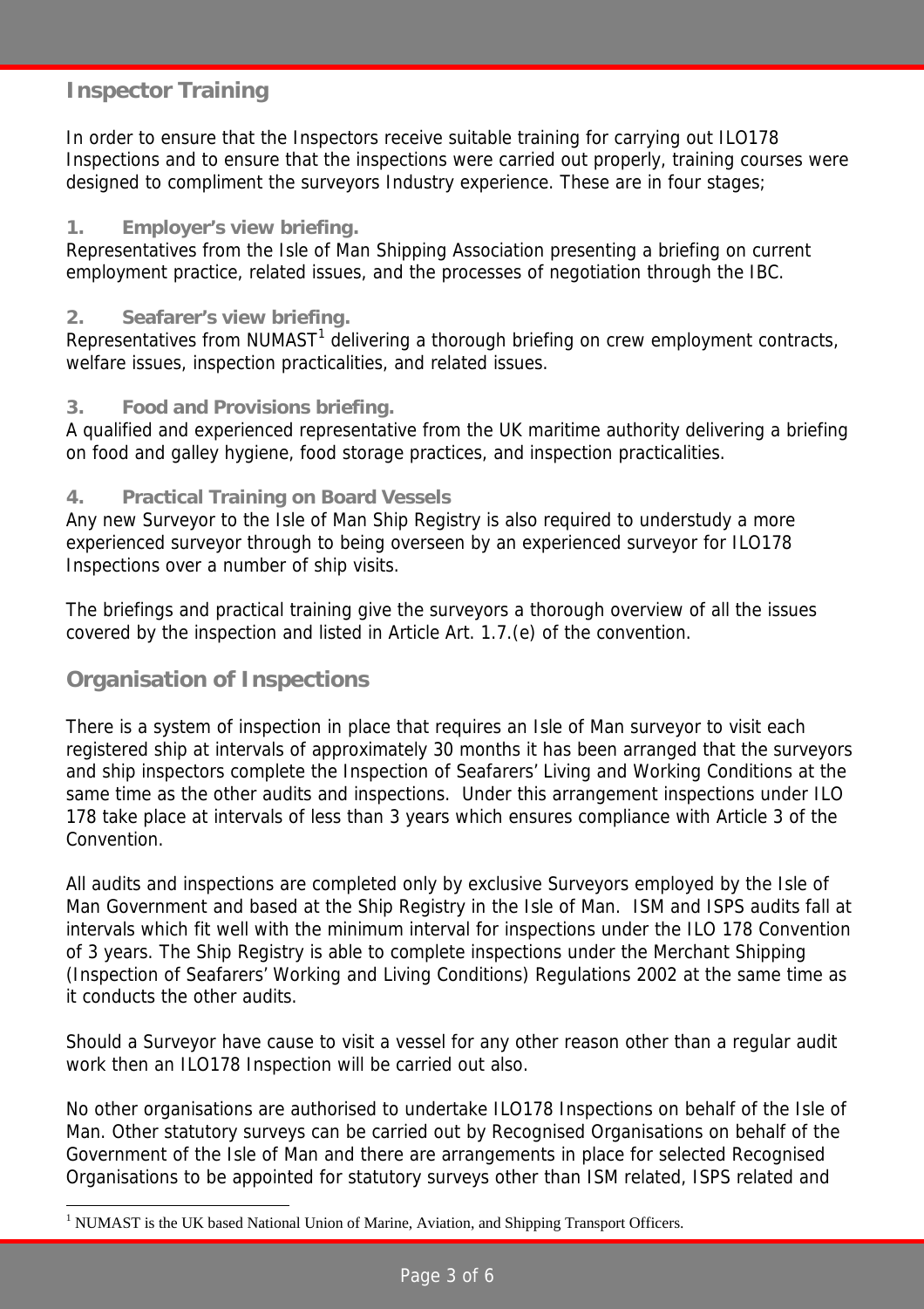## Inspector Training

In order to ensure that the Inspectors receive suitable training for carrying out ILO178 Inspections and to ensure that the inspections were carried out properly, training courses were designed to compliment the surveyors Industry experience. These are in four stages;

### 1. Employer's view briefing.

Representatives from the Isle of Man Shipping Association presenting a briefing on current employment practice, related issues, and the processes of negotiation through the IBC.

### 2. Seafarer's view briefing.

Representatives from NUMAST[1] delivering a thorough briefing on crew employment contracts, welfare issues, inspection practicalities, and related issues.

### 3. Food and Provisions briefing.

A qualified and experienced representative from the UK maritime authority delivering a briefing on food and galley hygiene, food storage practices, and inspection practicalities.

### 4. Practical Training on Board Vessels

Any new Surveyor to the Isle of Man Ship Registry is also required to understudy a more experienced surveyor through to being overseen by an experienced surveyor for ILO178 Inspections over a number of ship visits.

The briefings and practical training give the surveyors a thorough overview of all the issues covered by the inspection and listed in Article Art. 1.7.(e) of the convention.

## Organisation of Inspections

There is a system of inspection in place that requires an Isle of Man surveyor to visit each registered ship at intervals of approximately 30 months it has been arranged that the surveyors and ship inspectors complete the Inspection of Seafarers' Living and Working Conditions at the same time as the other audits and inspections. Under this arrangement inspections under ILO 178 take place at intervals of less than 3 years which ensures compliance with Article 3 of the Convention.

All audits and inspections are completed only by exclusive Surveyors employed by the Isle of Man Government and based at the Ship Registry in the Isle of Man. ISM and ISPS audits fall at intervals which fit well with the minimum interval for inspections under the ILO 178 Convention of 3 years. The Ship Registry is able to complete inspections under the Merchant Shipping (Inspection of Seafarers' Working and Living Conditions) Regulations 2002 at the same time as it conducts the other audits.

Should a Surveyor have cause to visit a vessel for any other reason other than a regular audit work then an ILO178 Inspection will be carried out also.

No other organisations are authorised to undertake ILO178 Inspections on behalf of the Isle of Man. Other statutory surveys can be carried out by Recognised Organisations on behalf of the Government of the Isle of Man and there are arrangements in place for selected Recognised Organisations to be appointed for statutory surveys other than ISM related, ISPS related and

[1] NUMAST is the UK based National Union of Marine, Aviation, and Shipping Transport Officers.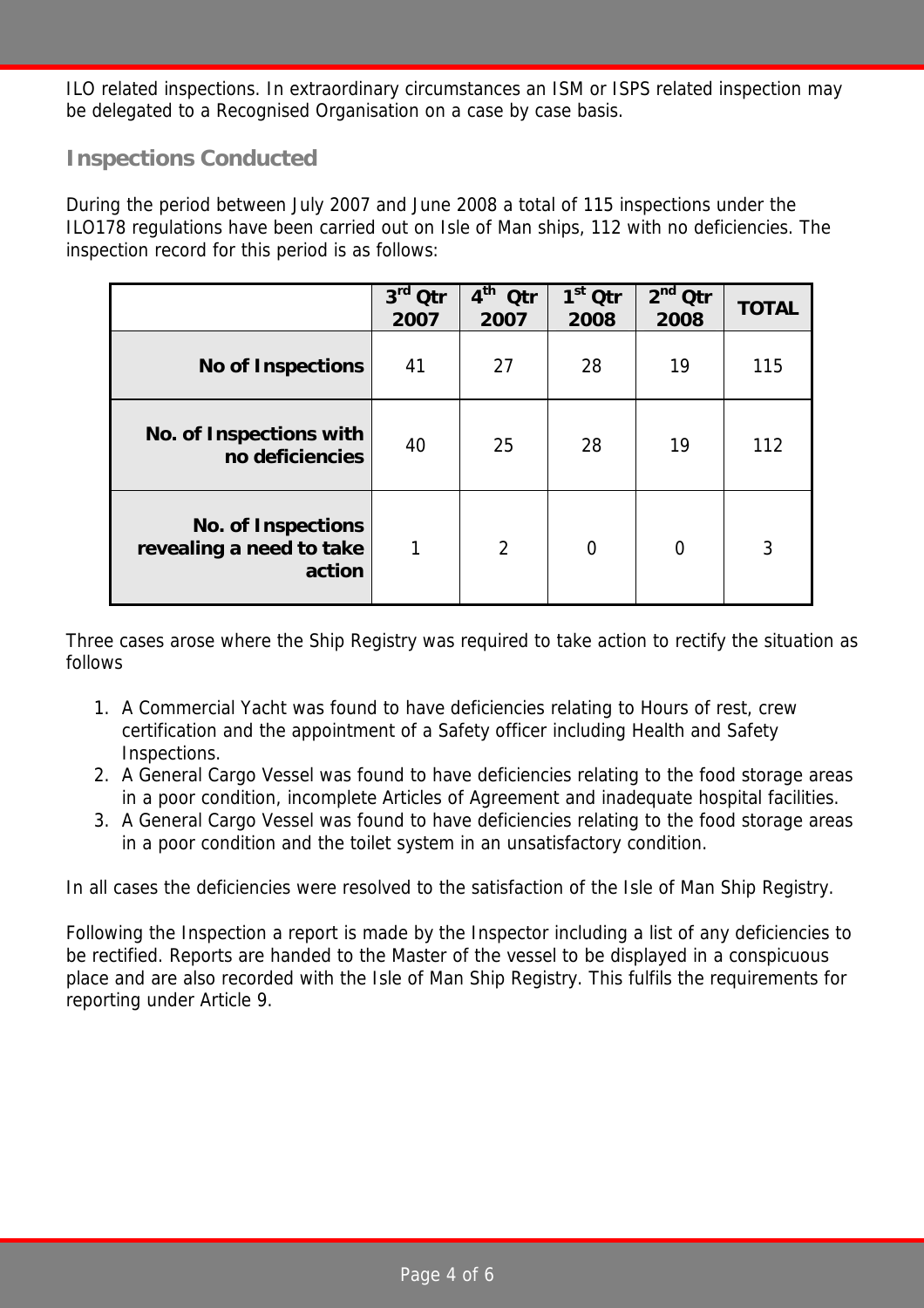ILO related inspections. In extraordinary circumstances an ISM or ISPS related inspection may be delegated to a Recognised Organisation on a case by case basis.

## Inspections Conducted

During the period between July 2007 and June 2008 a total of 115 inspections under the ILO178 regulations have been carried out on Isle of Man ships, 112 with no deficiencies. The inspection record for this period is as follows:

| | 3rd Qtr 2007 | 4th Qtr 2007 | 1st Qtr 2008 | 2nd Qtr 2008 | TOTAL |
|---|---|---|---|---|---|
| **No of Inspections** | 41 | 27 | 28 | 19 | 115 |
| **No. of Inspections with no deficiencies** | 40 | 25 | 28 | 19 | 112 |
| **No. of Inspections revealing a need to take action** | 1 | 2 | 0 | 0 | 3 |

Three cases arose where the Ship Registry was required to take action to rectify the situation as follows

1. A Commercial Yacht was found to have deficiencies relating to Hours of rest, crew certification and the appointment of a Safety officer including Health and Safety Inspections.
2. A General Cargo Vessel was found to have deficiencies relating to the food storage areas in a poor condition, incomplete Articles of Agreement and inadequate hospital facilities.
3. A General Cargo Vessel was found to have deficiencies relating to the food storage areas in a poor condition and the toilet system in an unsatisfactory condition.

In all cases the deficiencies were resolved to the satisfaction of the Isle of Man Ship Registry.

Following the Inspection a report is made by the Inspector including a list of any deficiencies to be rectified. Reports are handed to the Master of the vessel to be displayed in a conspicuous place and are also recorded with the Isle of Man Ship Registry. This fulfils the requirements for reporting under Article 9.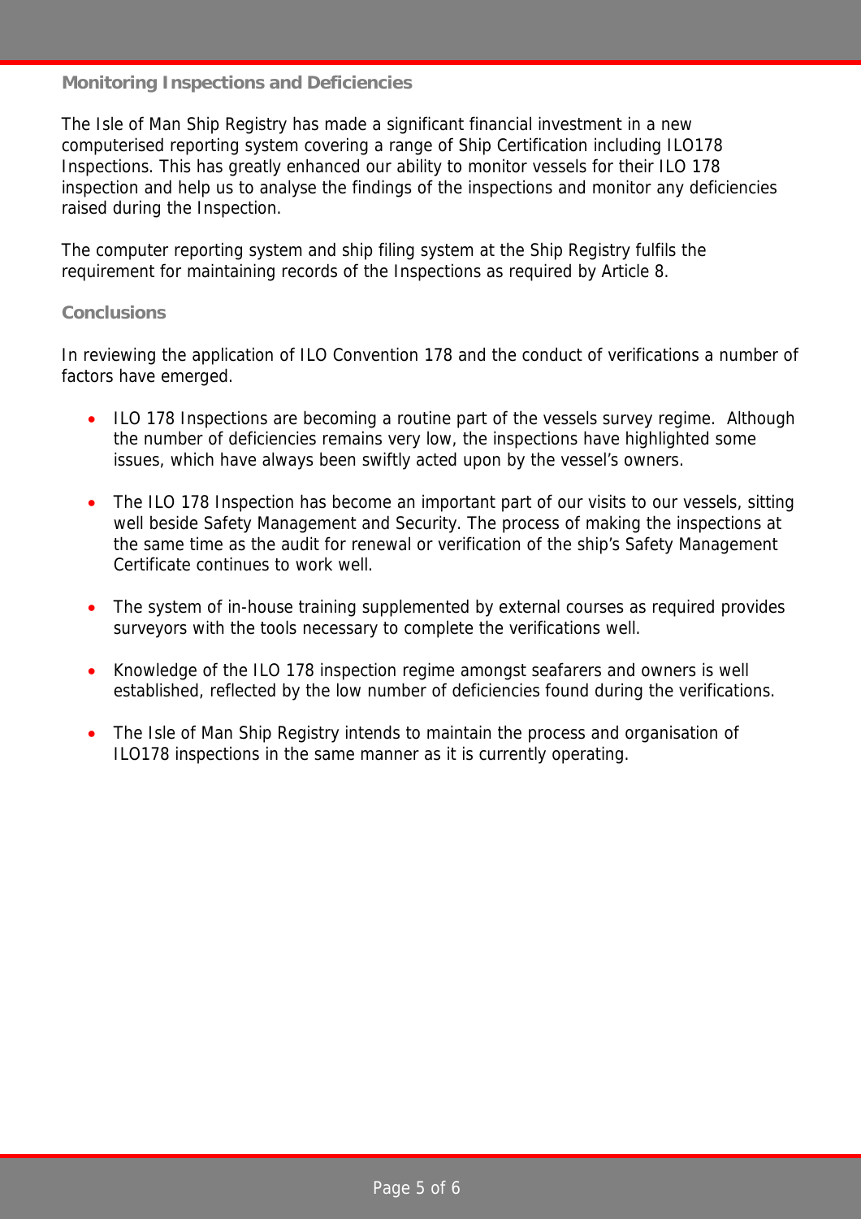## Monitoring Inspections and Deficiencies

The Isle of Man Ship Registry has made a significant financial investment in a new computerised reporting system covering a range of Ship Certification including ILO178 Inspections. This has greatly enhanced our ability to monitor vessels for their ILO 178 inspection and help us to analyse the findings of the inspections and monitor any deficiencies raised during the Inspection.

The computer reporting system and ship filing system at the Ship Registry fulfils the requirement for maintaining records of the Inspections as required by Article 8.

## Conclusions

In reviewing the application of ILO Convention 178 and the conduct of verifications a number of factors have emerged.

- ILO 178 Inspections are becoming a routine part of the vessels survey regime. Although the number of deficiencies remains very low, the inspections have highlighted some issues, which have always been swiftly acted upon by the vessel's owners.
- The ILO 178 Inspection has become an important part of our visits to our vessels, sitting well beside Safety Management and Security. The process of making the inspections at the same time as the audit for renewal or verification of the ship's Safety Management Certificate continues to work well.
- The system of in-house training supplemented by external courses as required provides surveyors with the tools necessary to complete the verifications well.
- Knowledge of the ILO 178 inspection regime amongst seafarers and owners is well established, reflected by the low number of deficiencies found during the verifications.
- The Isle of Man Ship Registry intends to maintain the process and organisation of ILO178 inspections in the same manner as it is currently operating.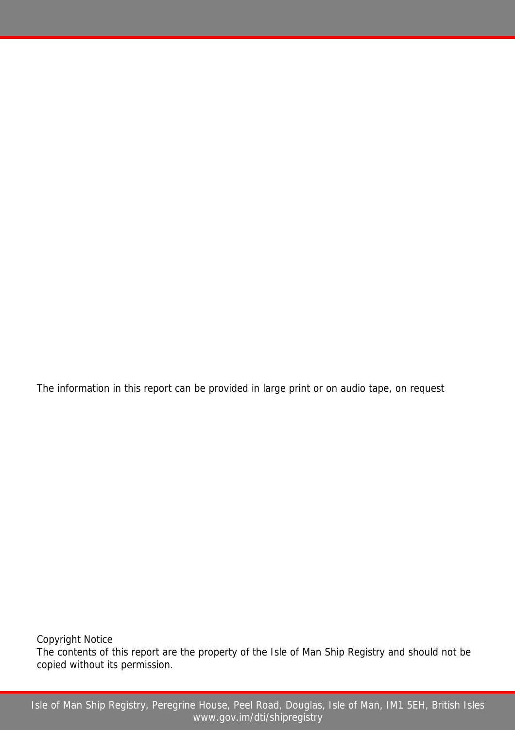The information in this report can be provided in large print or on audio tape, on request

Copyright Notice
The contents of this report are the property of the Isle of Man Ship Registry and should not be copied without its permission.

Isle of Man Ship Registry, Peregrine House, Peel Road, Douglas, Isle of Man, IM1 5EH, British Isles
www.gov.im/dti/shipregistry